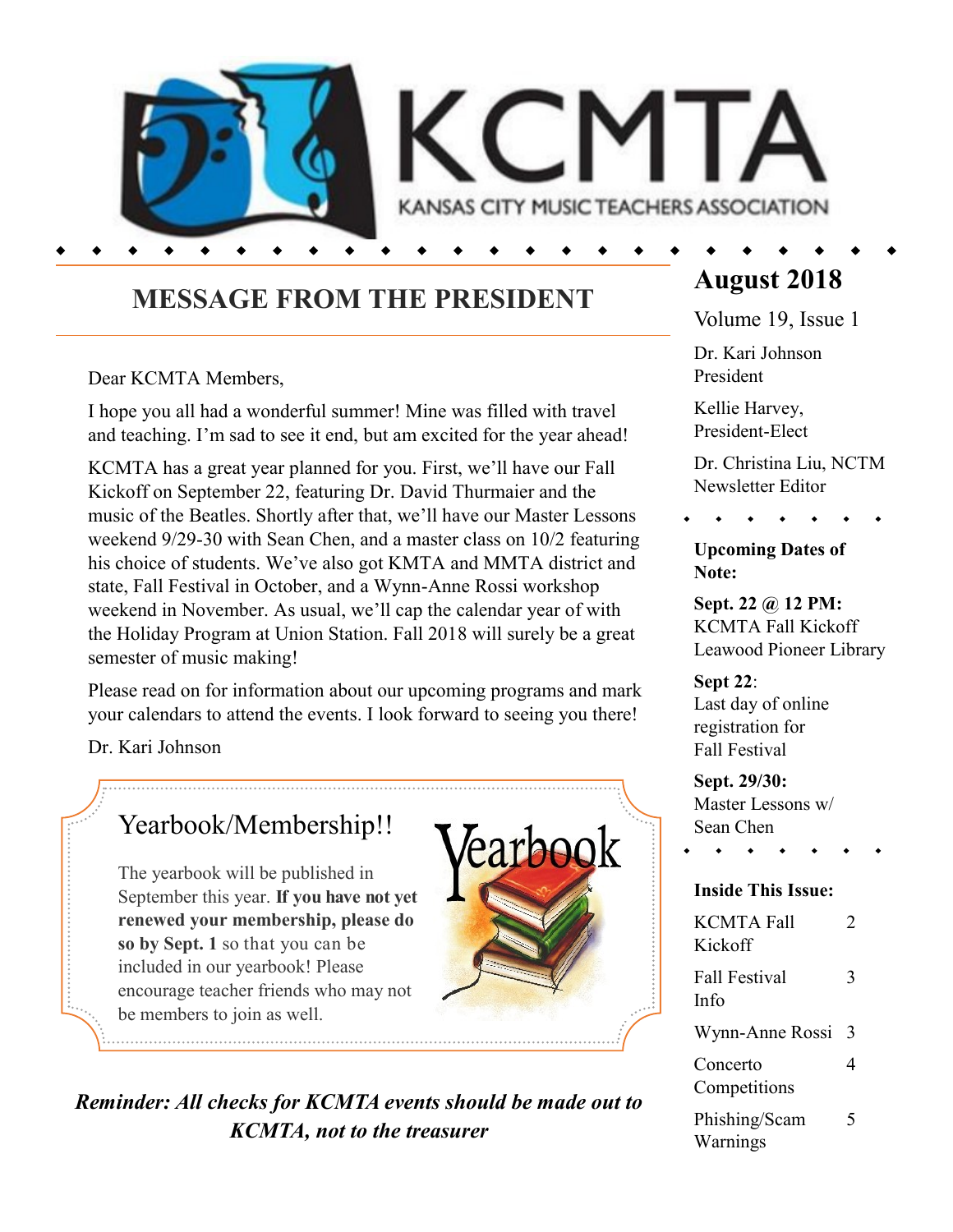# KCMTA

KANSAS CITY MUSIC TEACHERS ASSOCIATION

## MESSAGE FROM THE PRESIDENT

Dear KCMTA Members,

I hope you all had a wonderful summer! Mine was filled with travel and teaching. I'm sad to see it end, but am excited for the year ahead!

KCMTA has a great year planned for you. First, we'll have our Fall Kickoff on September 22, featuring Dr. David Thurmaier and the music of the Beatles. Shortly after that, we'll have our Master Lessons weekend 9/29-30 with Sean Chen, and a master class on 10/2 featuring his choice of students. We've also got KMTA and MMTA district and state, Fall Festival in October, and a Wynn-Anne Rossi workshop weekend in November. As usual, we'll cap the calendar year of with the Holiday Program at Union Station. Fall 2018 will surely be a great semester of music making!

Please read on for information about our upcoming programs and mark your calendars to attend the events. I look forward to seeing you there!

Dr. Kari Johnson

### Yearbook/Membership!!

The yearbook will be published in September this year. **If you have not yet renewed your membership, please do so by Sept. 1** so that you can be included in our yearbook! Please encourage teacher friends who may not be members to join as well.

***Reminder: All checks for KCMTA events should be made out to KCMTA, not to the treasurer***

## August 2018

Volume 19, Issue 1

Dr. Kari Johnson
President

Kellie Harvey,
President-Elect

Dr. Christina Liu, NCTM
Newsletter Editor

**Upcoming Dates of Note:**

**Sept. 22 @ 12 PM:** KCMTA Fall Kickoff Leawood Pioneer Library

**Sept 22**: Last day of online registration for Fall Festival

**Sept. 29/30:** Master Lessons w/ Sean Chen

**Inside This Issue:**

| | |
|---|---|
| KCMTA Fall Kickoff | 2 |
| Fall Festival Info | 3 |
| Wynn-Anne Rossi | 3 |
| Concerto Competitions | 4 |
| Phishing/Scam Warnings | 5 |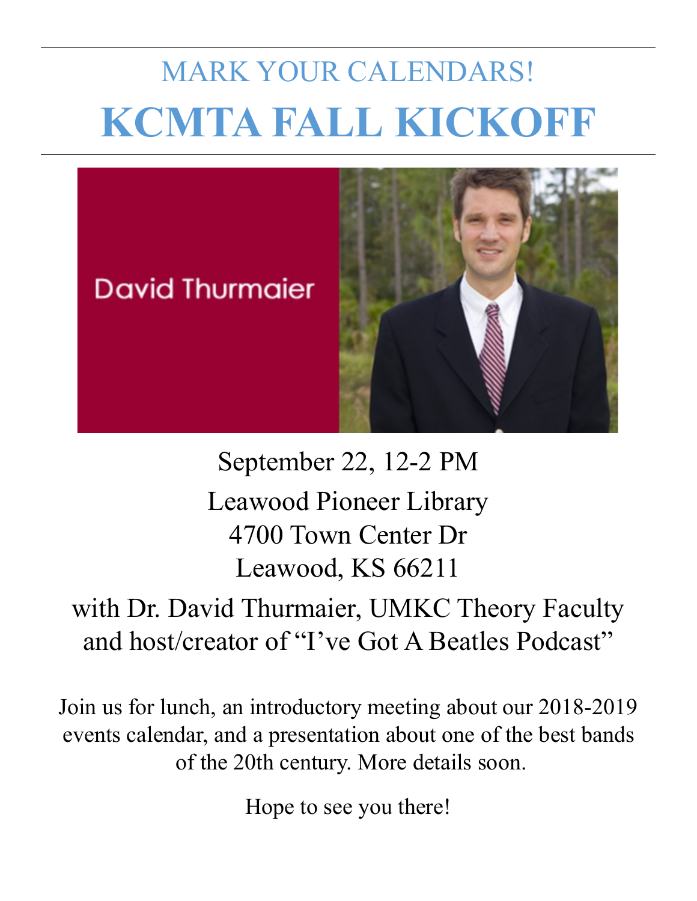MARK YOUR CALENDARS!

# KCMTA FALL KICKOFF

September 22, 12-2 PM

Leawood Pioneer Library
4700 Town Center Dr
Leawood, KS 66211

with Dr. David Thurmaier, UMKC Theory Faculty and host/creator of "I've Got A Beatles Podcast"

Join us for lunch, an introductory meeting about our 2018-2019 events calendar, and a presentation about one of the best bands of the 20th century. More details soon.

Hope to see you there!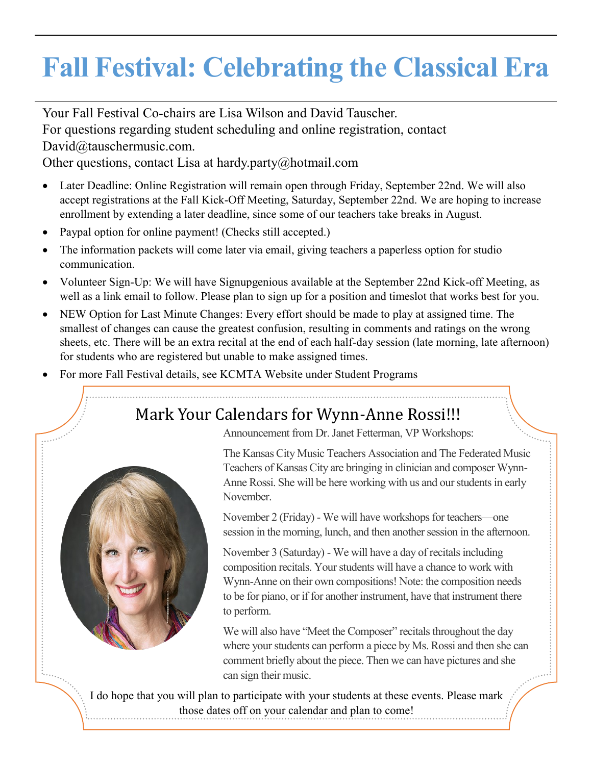# Fall Festival: Celebrating the Classical Era

Your Fall Festival Co-chairs are Lisa Wilson and David Tauscher.
For questions regarding student scheduling and online registration, contact David@tauschermusic.com.
Other questions, contact Lisa at hardy.party@hotmail.com

- Later Deadline: Online Registration will remain open through Friday, September 22nd. We will also accept registrations at the Fall Kick-Off Meeting, Saturday, September 22nd. We are hoping to increase enrollment by extending a later deadline, since some of our teachers take breaks in August.
- Paypal option for online payment! (Checks still accepted.)
- The information packets will come later via email, giving teachers a paperless option for studio communication.
- Volunteer Sign-Up: We will have Signupgenious available at the September 22nd Kick-off Meeting, as well as a link email to follow. Please plan to sign up for a position and timeslot that works best for you.
- NEW Option for Last Minute Changes: Every effort should be made to play at assigned time. The smallest of changes can cause the greatest confusion, resulting in comments and ratings on the wrong sheets, etc. There will be an extra recital at the end of each half-day session (late morning, late afternoon) for students who are registered but unable to make assigned times.
- For more Fall Festival details, see KCMTA Website under Student Programs

## Mark Your Calendars for Wynn-Anne Rossi!!!

Announcement from Dr. Janet Fetterman, VP Workshops:

The Kansas City Music Teachers Association and The Federated Music Teachers of Kansas City are bringing in clinician and composer Wynn-Anne Rossi. She will be here working with us and our students in early November.

November 2 (Friday) - We will have workshops for teachers—one session in the morning, lunch, and then another session in the afternoon.

November 3 (Saturday) - We will have a day of recitals including composition recitals. Your students will have a chance to work with Wynn-Anne on their own compositions! Note: the composition needs to be for piano, or if for another instrument, have that instrument there to perform.

We will also have "Meet the Composer" recitals throughout the day where your students can perform a piece by Ms. Rossi and then she can comment briefly about the piece. Then we can have pictures and she can sign their music.

I do hope that you will plan to participate with your students at these events. Please mark those dates off on your calendar and plan to come!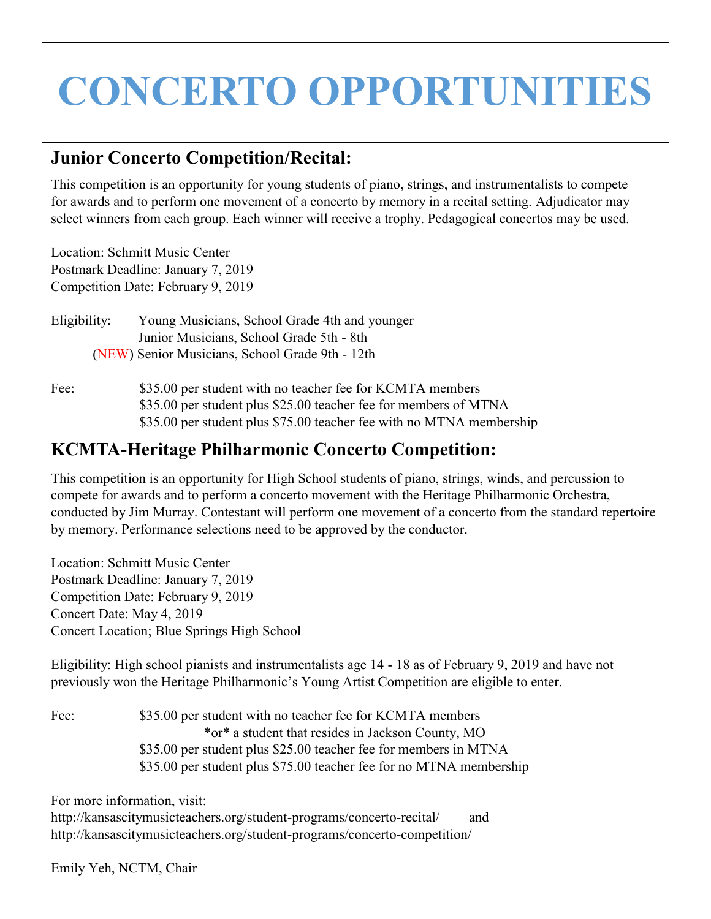# CONCERTO OPPORTUNITIES

## Junior Concerto Competition/Recital:

This competition is an opportunity for young students of piano, strings, and instrumentalists to compete for awards and to perform one movement of a concerto by memory in a recital setting. Adjudicator may select winners from each group. Each winner will receive a trophy. Pedagogical concertos may be used.

Location: Schmitt Music Center
Postmark Deadline: January 7, 2019
Competition Date: February 9, 2019

Eligibility: Young Musicians, School Grade 4th and younger
Junior Musicians, School Grade 5th - 8th
(NEW) Senior Musicians, School Grade 9th - 12th

Fee: $35.00 per student with no teacher fee for KCMTA members
$35.00 per student plus $25.00 teacher fee for members of MTNA
$35.00 per student plus $75.00 teacher fee with no MTNA membership

## KCMTA-Heritage Philharmonic Concerto Competition:

This competition is an opportunity for High School students of piano, strings, winds, and percussion to compete for awards and to perform a concerto movement with the Heritage Philharmonic Orchestra, conducted by Jim Murray. Contestant will perform one movement of a concerto from the standard repertoire by memory. Performance selections need to be approved by the conductor.

Location: Schmitt Music Center
Postmark Deadline: January 7, 2019
Competition Date: February 9, 2019
Concert Date: May 4, 2019
Concert Location; Blue Springs High School

Eligibility: High school pianists and instrumentalists age 14 - 18 as of February 9, 2019 and have not previously won the Heritage Philharmonic's Young Artist Competition are eligible to enter.

Fee: $35.00 per student with no teacher fee for KCMTA members
*or* a student that resides in Jackson County, MO
$35.00 per student plus $25.00 teacher fee for members in MTNA
$35.00 per student plus $75.00 teacher fee for no MTNA membership

For more information, visit:
http://kansascitymusicteachers.org/student-programs/concerto-recital/ and
http://kansascitymusicteachers.org/student-programs/concerto-competition/

Emily Yeh, NCTM, Chair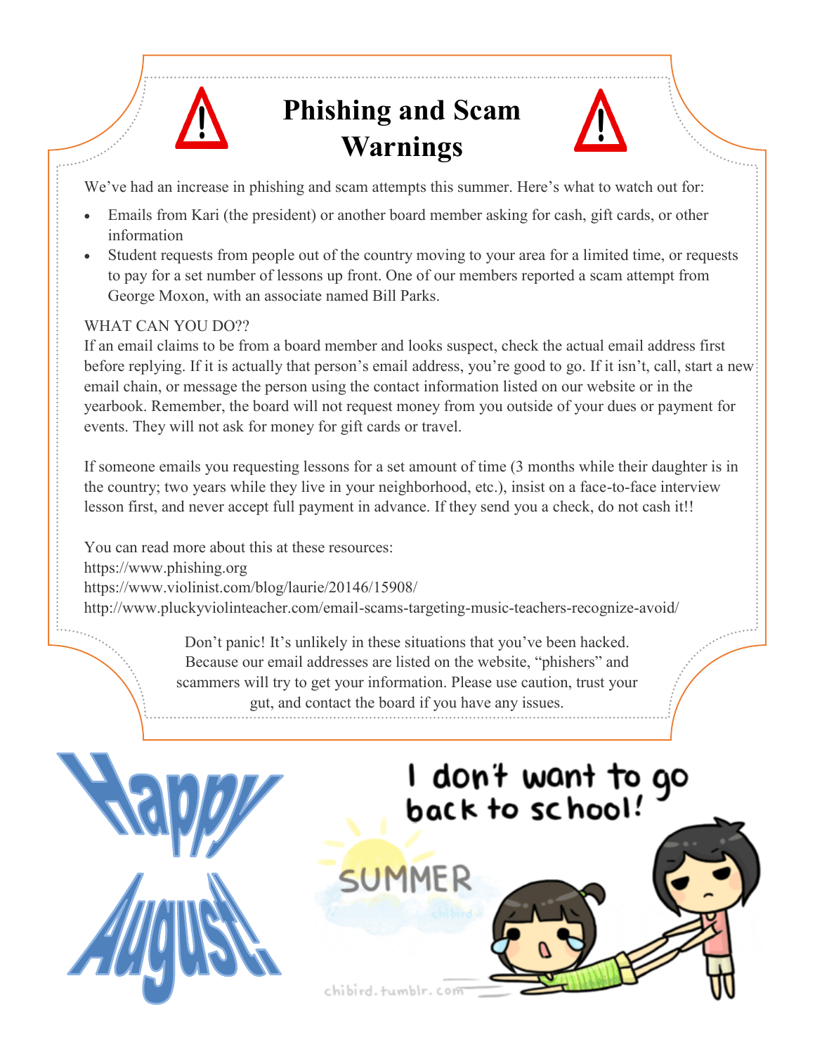# Phishing and Scam Warnings

We've had an increase in phishing and scam attempts this summer. Here's what to watch out for:

- Emails from Kari (the president) or another board member asking for cash, gift cards, or other information
- Student requests from people out of the country moving to your area for a limited time, or requests to pay for a set number of lessons up front. One of our members reported a scam attempt from George Moxon, with an associate named Bill Parks.

WHAT CAN YOU DO??

If an email claims to be from a board member and looks suspect, check the actual email address first before replying. If it is actually that person's email address, you're good to go. If it isn't, call, start a new email chain, or message the person using the contact information listed on our website or in the yearbook. Remember, the board will not request money from you outside of your dues or payment for events. They will not ask for money for gift cards or travel.

If someone emails you requesting lessons for a set amount of time (3 months while their daughter is in the country; two years while they live in your neighborhood, etc.), insist on a face-to-face interview lesson first, and never accept full payment in advance. If they send you a check, do not cash it!!

You can read more about this at these resources:
https://www.phishing.org
https://www.violinist.com/blog/laurie/20146/15908/
http://www.pluckyviolinteacher.com/email-scams-targeting-music-teachers-recognize-avoid/

Don't panic! It's unlikely in these situations that you've been hacked. Because our email addresses are listed on the website, "phishers" and scammers will try to get your information. Please use caution, trust your gut, and contact the board if you have any issues.

Happy August!